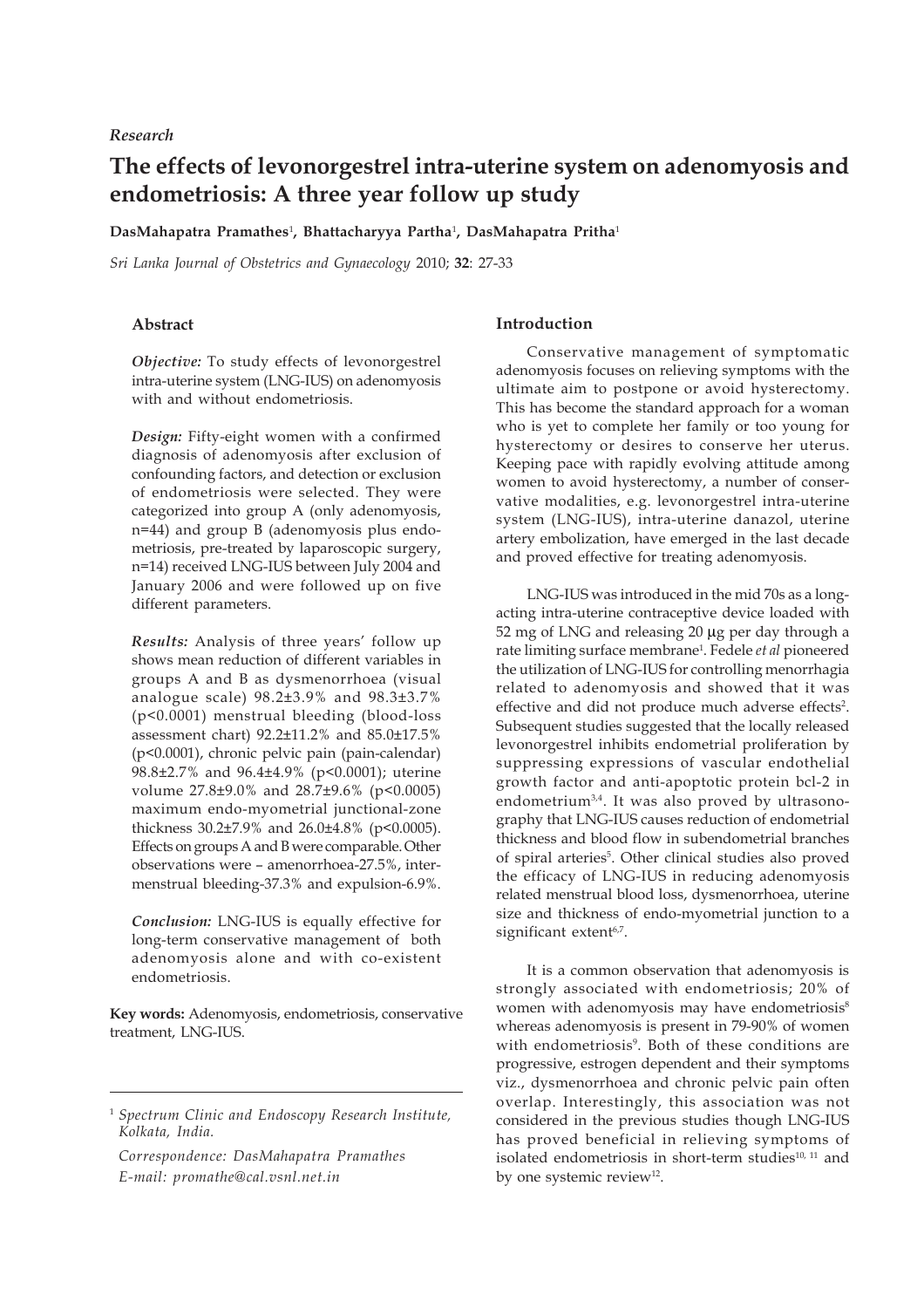*Research*

# The effects of levonorgestrel intra-uterine system on adenomyosis and endometriosis: A three year follow up study

**DasMahapatra Pramathes**[1], **Bhattacharyya Partha**[1], **DasMahapatra Pritha**[1]

*Sri Lanka Journal of Obstetrics and Gynaecology* 2010; **32**: 27-33

## Abstract

***Objective:*** To study effects of levonorgestrel intra-uterine system (LNG-IUS) on adenomyosis with and without endometriosis.

***Design:*** Fifty-eight women with a confirmed diagnosis of adenomyosis after exclusion of confounding factors, and detection or exclusion of endometriosis were selected. They were categorized into group A (only adenomyosis, n=44) and group B (adenomyosis plus endometriosis, pre-treated by laparoscopic surgery, n=14) received LNG-IUS between July 2004 and January 2006 and were followed up on five different parameters.

***Results:*** Analysis of three years' follow up shows mean reduction of different variables in groups A and B as dysmenorrhoea (visual analogue scale) 98.2±3.9% and 98.3±3.7% ($p<0.0001$) menstrual bleeding (blood-loss assessment chart) 92.2±11.2% and 85.0±17.5% ($p<0.0001$), chronic pelvic pain (pain-calendar) 98.8±2.7% and 96.4±4.9% ($p<0.0001$); uterine volume 27.8±9.0% and 28.7±9.6% ($p<0.0005$) maximum endo-myometrial junctional-zone thickness 30.2±7.9% and 26.0±4.8% ($p<0.0005$). Effects on groups A and B were comparable. Other observations were – amenorrhoea-27.5%, inter-menstrual bleeding-37.3% and expulsion-6.9%.

***Conclusion:*** LNG-IUS is equally effective for long-term conservative management of both adenomyosis alone and with co-existent endometriosis.

**Key words:** Adenomyosis, endometriosis, conservative treatment, LNG-IUS.

[1] *Spectrum Clinic and Endoscopy Research Institute, Kolkata, India.*

*Correspondence: DasMahapatra Pramathes*
*E-mail: promathe@cal.vsnl.net.in*

## Introduction

Conservative management of symptomatic adenomyosis focuses on relieving symptoms with the ultimate aim to postpone or avoid hysterectomy. This has become the standard approach for a woman who is yet to complete her family or too young for hysterectomy or desires to conserve her uterus. Keeping pace with rapidly evolving attitude among women to avoid hysterectomy, a number of conservative modalities, e.g. levonorgestrel intra-uterine system (LNG-IUS), intra-uterine danazol, uterine artery embolization, have emerged in the last decade and proved effective for treating adenomyosis.

LNG-IUS was introduced in the mid 70s as a long-acting intra-uterine contraceptive device loaded with 52 mg of LNG and releasing 20 μg per day through a rate limiting surface membrane[1]. Fedele *et al* pioneered the utilization of LNG-IUS for controlling menorrhagia related to adenomyosis and showed that it was effective and did not produce much adverse effects[2]. Subsequent studies suggested that the locally released levonorgestrel inhibits endometrial proliferation by suppressing expressions of vascular endothelial growth factor and anti-apoptotic protein bcl-2 in endometrium[3,4]. It was also proved by ultrasonography that LNG-IUS causes reduction of endometrial thickness and blood flow in subendometrial branches of spiral arteries[5]. Other clinical studies also proved the efficacy of LNG-IUS in reducing adenomyosis related menstrual blood loss, dysmenorrhoea, uterine size and thickness of endo-myometrial junction to a significant extent[6,7].

It is a common observation that adenomyosis is strongly associated with endometriosis; 20% of women with adenomyosis may have endometriosis[8] whereas adenomyosis is present in 79-90% of women with endometriosis[9]. Both of these conditions are progressive, estrogen dependent and their symptoms viz., dysmenorrhoea and chronic pelvic pain often overlap. Interestingly, this association was not considered in the previous studies though LNG-IUS has proved beneficial in relieving symptoms of isolated endometriosis in short-term studies[10, 11] and by one systemic review[12].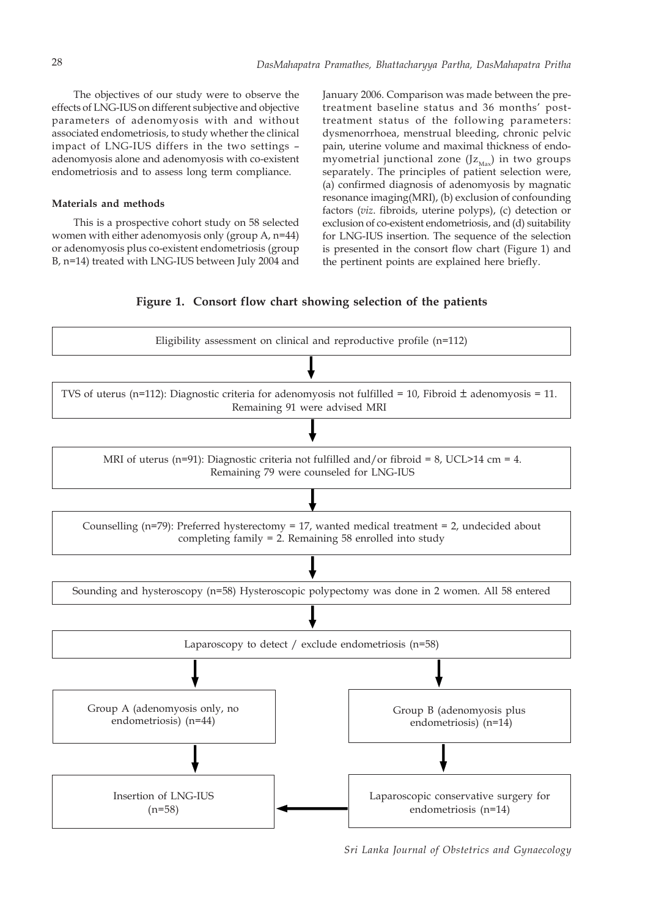The objectives of our study were to observe the effects of LNG-IUS on different subjective and objective parameters of adenomyosis with and without associated endometriosis, to study whether the clinical impact of LNG-IUS differs in the two settings – adenomyosis alone and adenomyosis with co-existent endometriosis and to assess long term compliance.

### Materials and methods

This is a prospective cohort study on 58 selected women with either adenomyosis only (group A, n=44) or adenomyosis plus co-existent endometriosis (group B, n=14) treated with LNG-IUS between July 2004 and January 2006. Comparison was made between the pre-treatment baseline status and 36 months' post-treatment status of the following parameters: dysmenorrhoea, menstrual bleeding, chronic pelvic pain, uterine volume and maximal thickness of endo-myometrial junctional zone ($Jz_{Max}$) in two groups separately. The principles of patient selection were, (a) confirmed diagnosis of adenomyosis by magnatic resonance imaging(MRI), (b) exclusion of confounding factors (*viz*. fibroids, uterine polyps), (c) detection or exclusion of co-existent endometriosis, and (d) suitability for LNG-IUS insertion. The sequence of the selection is presented in the consort flow chart (Figure 1) and the pertinent points are explained here briefly.

**Figure 1. Consort flow chart showing selection of the patients**

Eligibility assessment on clinical and reproductive profile (n=112)

↓

TVS of uterus (n=112): Diagnostic criteria for adenomyosis not fulfilled = 10, Fibroid ± adenomyosis = 11. Remaining 91 were advised MRI

↓

MRI of uterus (n=91): Diagnostic criteria not fulfilled and/or fibroid = 8, UCL>14 cm = 4. Remaining 79 were counseled for LNG-IUS

↓

Counselling (n=79): Preferred hysterectomy = 17, wanted medical treatment = 2, undecided about completing family = 2. Remaining 58 enrolled into study

↓

Sounding and hysteroscopy (n=58) Hysteroscopic polypectomy was done in 2 women. All 58 entered

↓

Laparoscopy to detect / exclude endometriosis (n=58)

↓

Group A (adenomyosis only, no endometriosis) (n=44) → Insertion of LNG-IUS (n=58)

Group B (adenomyosis plus endometriosis) (n=14) → Laparoscopic conservative surgery for endometriosis (n=14) → Insertion of LNG-IUS (n=58)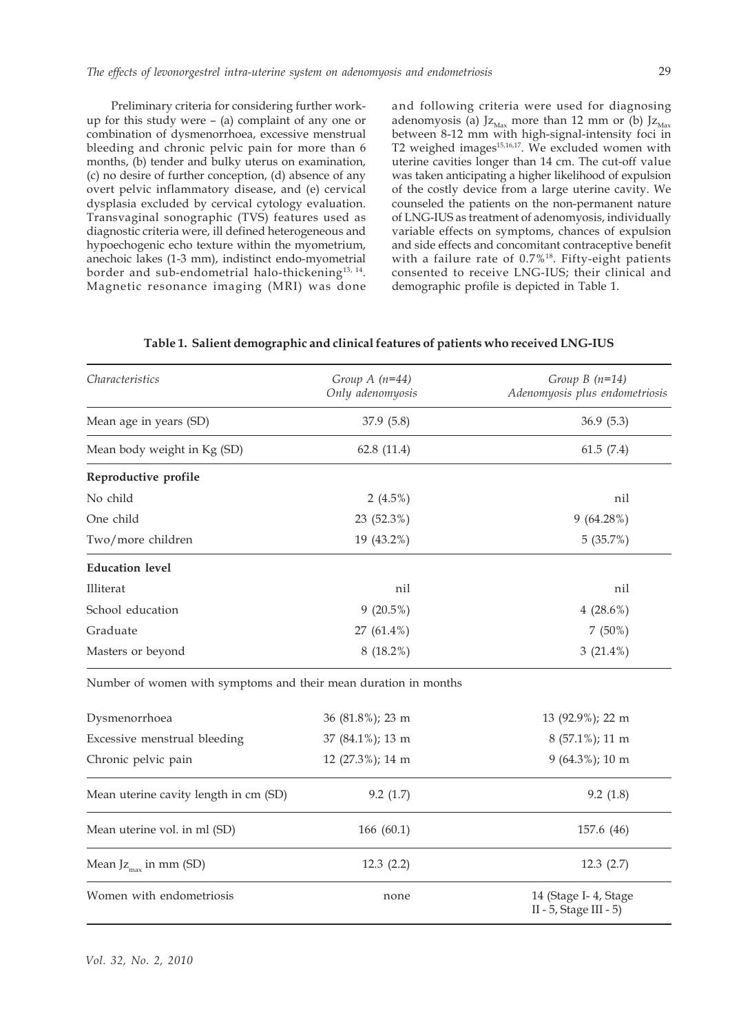Preliminary criteria for considering further work-up for this study were – (a) complaint of any one or combination of dysmenorrhoea, excessive menstrual bleeding and chronic pelvic pain for more than 6 months, (b) tender and bulky uterus on examination, (c) no desire of further conception, (d) absence of any overt pelvic inflammatory disease, and (e) cervical dysplasia excluded by cervical cytology evaluation. Transvaginal sonographic (TVS) features used as diagnostic criteria were, ill defined heterogeneous and hypoechogenic echo texture within the myometrium, anechoic lakes (1-3 mm), indistinct endo-myometrial border and sub-endometrial halo-thickening[13, 14]. Magnetic resonance imaging (MRI) was done and following criteria were used for diagnosing adenomyosis (a) $Jz_{Max}$ more than 12 mm or (b) $Jz_{Max}$ between 8-12 mm with high-signal-intensity foci in T2 weighed images[15,16,17]. We excluded women with uterine cavities longer than 14 cm. The cut-off value was taken anticipating a higher likelihood of expulsion of the costly device from a large uterine cavity. We counseled the patients on the non-permanent nature of LNG-IUS as treatment of adenomyosis, individually variable effects on symptoms, chances of expulsion and side effects and concomitant contraceptive benefit with a failure rate of 0.7%[18]. Fifty-eight patients consented to receive LNG-IUS; their clinical and demographic profile is depicted in Table 1.

**Table 1. Salient demographic and clinical features of patients who received LNG-IUS**

| *Characteristics* | *Group A (n=44) Only adenomyosis* | *Group B (n=14) Adenomyosis plus endometriosis* |
|---|---|---|
| Mean age in years (SD) | 37.9 (5.8) | 36.9 (5.3) |
| Mean body weight in Kg (SD) | 62.8 (11.4) | 61.5 (7.4) |
| **Reproductive profile** | | |
| No child | 2 (4.5%) | nil |
| One child | 23 (52.3%) | 9 (64.28%) |
| Two/more children | 19 (43.2%) | 5 (35.7%) |
| **Education level** | | |
| Illiterat | nil | nil |
| School education | 9 (20.5%) | 4 (28.6%) |
| Graduate | 27 (61.4%) | 7 (50%) |
| Masters or beyond | 8 (18.2%) | 3 (21.4%) |
| Number of women with symptoms and their mean duration in months | | |
| Dysmenorrhoea | 36 (81.8%); 23 m | 13 (92.9%); 22 m |
| Excessive menstrual bleeding | 37 (84.1%); 13 m | 8 (57.1%); 11 m |
| Chronic pelvic pain | 12 (27.3%); 14 m | 9 (64.3%); 10 m |
| Mean uterine cavity length in cm (SD) | 9.2 (1.7) | 9.2 (1.8) |
| Mean uterine vol. in ml (SD) | 166 (60.1) | 157.6 (46) |
| Mean $Jz_{max}$ in mm (SD) | 12.3 (2.2) | 12.3 (2.7) |
| Women with endometriosis | none | 14 (Stage I- 4, Stage II - 5, Stage III - 5) |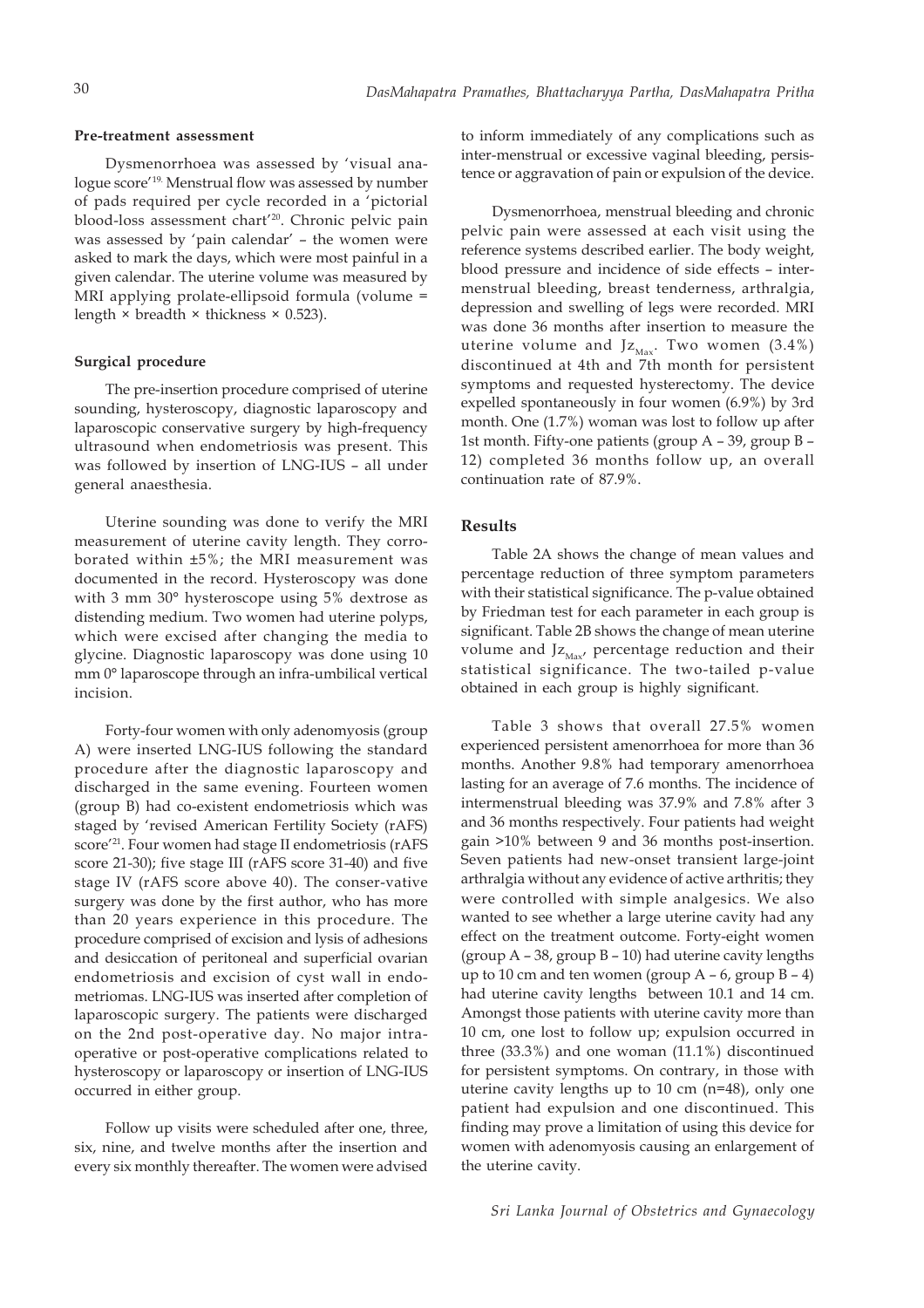#### Pre-treatment assessment

Dysmenorrhoea was assessed by 'visual analogue score'[19]. Menstrual flow was assessed by number of pads required per cycle recorded in a 'pictorial blood-loss assessment chart'[20]. Chronic pelvic pain was assessed by 'pain calendar' – the women were asked to mark the days, which were most painful in a given calendar. The uterine volume was measured by MRI applying prolate-ellipsoid formula (volume = length × breadth × thickness × 0.523).

#### Surgical procedure

The pre-insertion procedure comprised of uterine sounding, hysteroscopy, diagnostic laparoscopy and laparoscopic conservative surgery by high-frequency ultrasound when endometriosis was present. This was followed by insertion of LNG-IUS – all under general anaesthesia.

Uterine sounding was done to verify the MRI measurement of uterine cavity length. They corroborated within ±5%; the MRI measurement was documented in the record. Hysteroscopy was done with 3 mm 30° hysteroscope using 5% dextrose as distending medium. Two women had uterine polyps, which were excised after changing the media to glycine. Diagnostic laparoscopy was done using 10 mm 0° laparoscope through an infra-umbilical vertical incision.

Forty-four women with only adenomyosis (group A) were inserted LNG-IUS following the standard procedure after the diagnostic laparoscopy and discharged in the same evening. Fourteen women (group B) had co-existent endometriosis which was staged by 'revised American Fertility Society (rAFS) score'[21]. Four women had stage II endometriosis (rAFS score 21-30); five stage III (rAFS score 31-40) and five stage IV (rAFS score above 40). The conservative surgery was done by the first author, who has more than 20 years experience in this procedure. The procedure comprised of excision and lysis of adhesions and desiccation of peritoneal and superficial ovarian endometriosis and excision of cyst wall in endometriomas. LNG-IUS was inserted after completion of laparoscopic surgery. The patients were discharged on the 2nd post-operative day. No major intra-operative or post-operative complications related to hysteroscopy or laparoscopy or insertion of LNG-IUS occurred in either group.

Follow up visits were scheduled after one, three, six, nine, and twelve months after the insertion and every six monthly thereafter. The women were advised to inform immediately of any complications such as inter-menstrual or excessive vaginal bleeding, persistence or aggravation of pain or expulsion of the device.

Dysmenorrhoea, menstrual bleeding and chronic pelvic pain were assessed at each visit using the reference systems described earlier. The body weight, blood pressure and incidence of side effects – inter-menstrual bleeding, breast tenderness, arthralgia, depression and swelling of legs were recorded. MRI was done 36 months after insertion to measure the uterine volume and $Jz_{Max}$. Two women (3.4%) discontinued at 4th and 7th month for persistent symptoms and requested hysterectomy. The device expelled spontaneously in four women (6.9%) by 3rd month. One (1.7%) woman was lost to follow up after 1st month. Fifty-one patients (group A – 39, group B – 12) completed 36 months follow up, an overall continuation rate of 87.9%.

## Results

Table 2A shows the change of mean values and percentage reduction of three symptom parameters with their statistical significance. The p-value obtained by Friedman test for each parameter in each group is significant. Table 2B shows the change of mean uterine volume and $Jz_{Max}$, percentage reduction and their statistical significance. The two-tailed p-value obtained in each group is highly significant.

Table 3 shows that overall 27.5% women experienced persistent amenorrhoea for more than 36 months. Another 9.8% had temporary amenorrhoea lasting for an average of 7.6 months. The incidence of intermenstrual bleeding was 37.9% and 7.8% after 3 and 36 months respectively. Four patients had weight gain >10% between 9 and 36 months post-insertion. Seven patients had new-onset transient large-joint arthralgia without any evidence of active arthritis; they were controlled with simple analgesics. We also wanted to see whether a large uterine cavity had any effect on the treatment outcome. Forty-eight women (group A – 38, group B – 10) had uterine cavity lengths up to 10 cm and ten women (group A – 6, group B – 4) had uterine cavity lengths between 10.1 and 14 cm. Amongst those patients with uterine cavity more than 10 cm, one lost to follow up; expulsion occurred in three (33.3%) and one woman (11.1%) discontinued for persistent symptoms. On contrary, in those with uterine cavity lengths up to 10 cm (n=48), only one patient had expulsion and one discontinued. This finding may prove a limitation of using this device for women with adenomyosis causing an enlargement of the uterine cavity.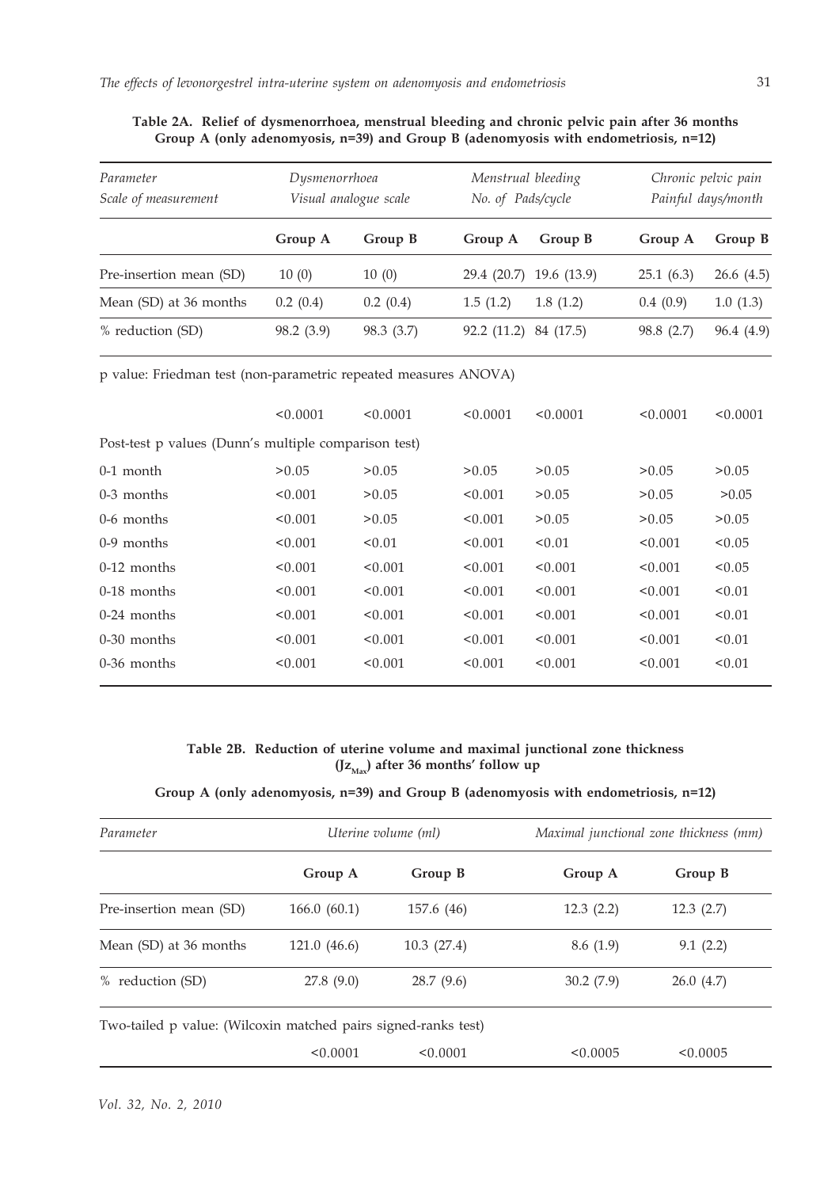**Table 2A. Relief of dysmenorrhoea, menstrual bleeding and chronic pelvic pain after 36 months Group A (only adenomyosis, n=39) and Group B (adenomyosis with endometriosis, n=12)**

| *Parameter* | *Dysmenorrhoea* | | *Menstrual bleeding* | | *Chronic pelvic pain* | |
|---|---|---|---|---|---|---|
| *Scale of measurement* | *Visual analogue scale* | | *No. of Pads/cycle* | | *Painful days/month* | |
| | **Group A** | **Group B** | **Group A** | **Group B** | **Group A** | **Group B** |
| Pre-insertion mean (SD) | 10 (0) | 10 (0) | 29.4 (20.7) | 19.6 (13.9) | 25.1 (6.3) | 26.6 (4.5) |
| Mean (SD) at 36 months | 0.2 (0.4) | 0.2 (0.4) | 1.5 (1.2) | 1.8 (1.2) | 0.4 (0.9) | 1.0 (1.3) |
| % reduction (SD) | 98.2 (3.9) | 98.3 (3.7) | 92.2 (11.2) | 84 (17.5) | 98.8 (2.7) | 96.4 (4.9) |
| p value: Friedman test (non-parametric repeated measures ANOVA) | | | | | | |
| | <0.0001 | <0.0001 | <0.0001 | <0.0001 | <0.0001 | <0.0001 |
| Post-test p values (Dunn's multiple comparison test) | | | | | | |
| 0-1 month | >0.05 | >0.05 | >0.05 | >0.05 | >0.05 | >0.05 |
| 0-3 months | <0.001 | >0.05 | <0.001 | >0.05 | >0.05 | >0.05 |
| 0-6 months | <0.001 | >0.05 | <0.001 | >0.05 | >0.05 | >0.05 |
| 0-9 months | <0.001 | <0.01 | <0.001 | <0.01 | <0.001 | <0.05 |
| 0-12 months | <0.001 | <0.001 | <0.001 | <0.001 | <0.001 | <0.05 |
| 0-18 months | <0.001 | <0.001 | <0.001 | <0.001 | <0.001 | <0.01 |
| 0-24 months | <0.001 | <0.001 | <0.001 | <0.001 | <0.001 | <0.01 |
| 0-30 months | <0.001 | <0.001 | <0.001 | <0.001 | <0.001 | <0.01 |
| 0-36 months | <0.001 | <0.001 | <0.001 | <0.001 | <0.001 | <0.01 |

**Table 2B. Reduction of uterine volume and maximal junctional zone thickness ($Jz_{Max}$) after 36 months' follow up**

**Group A (only adenomyosis, n=39) and Group B (adenomyosis with endometriosis, n=12)**

| *Parameter* | *Uterine volume (ml)* | | *Maximal junctional zone thickness (mm)* | |
|---|---|---|---|---|
| | **Group A** | **Group B** | **Group A** | **Group B** |
| Pre-insertion mean (SD) | 166.0 (60.1) | 157.6 (46) | 12.3 (2.2) | 12.3 (2.7) |
| Mean (SD) at 36 months | 121.0 (46.6) | 10.3 (27.4) | 8.6 (1.9) | 9.1 (2.2) |
| % reduction (SD) | 27.8 (9.0) | 28.7 (9.6) | 30.2 (7.9) | 26.0 (4.7) |
| Two-tailed p value: (Wilcoxin matched pairs signed-ranks test) | | | | |
| | <0.0001 | <0.0001 | <0.0005 | <0.0005 |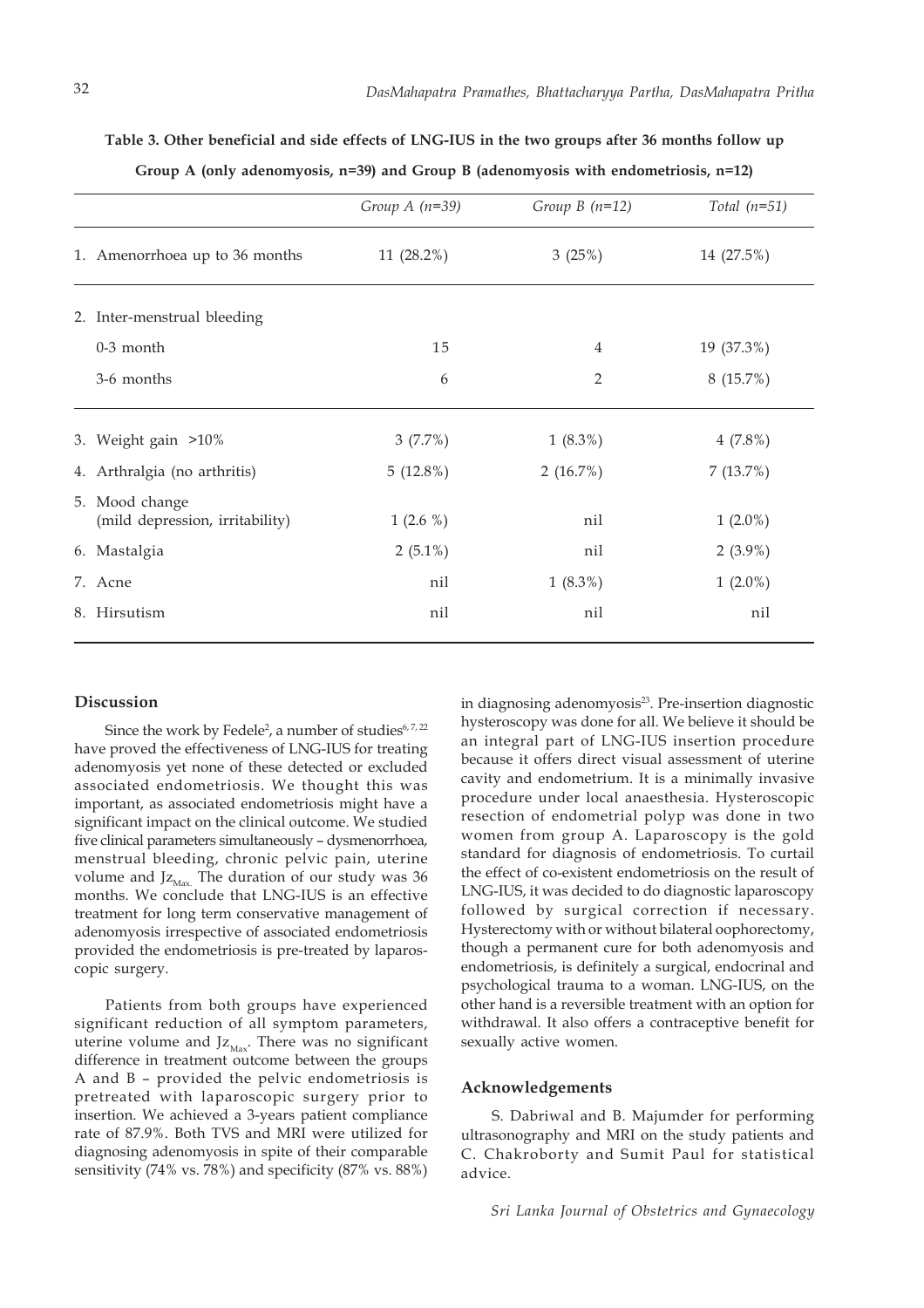**Table 3. Other beneficial and side effects of LNG-IUS in the two groups after 36 months follow up**

**Group A (only adenomyosis, n=39) and Group B (adenomyosis with endometriosis, n=12)**

| | *Group A (n=39)* | *Group B (n=12)* | *Total (n=51)* |
|---|---|---|---|
| 1. Amenorrhoea up to 36 months | 11 (28.2%) | 3 (25%) | 14 (27.5%) |
| 2. Inter-menstrual bleeding | | | |
| 0-3 month | 15 | 4 | 19 (37.3%) |
| 3-6 months | 6 | 2 | 8 (15.7%) |
| 3. Weight gain >10% | 3 (7.7%) | 1 (8.3%) | 4 (7.8%) |
| 4. Arthralgia (no arthritis) | 5 (12.8%) | 2 (16.7%) | 7 (13.7%) |
| 5. Mood change (mild depression, irritability) | 1 (2.6 %) | nil | 1 (2.0%) |
| 6. Mastalgia | 2 (5.1%) | nil | 2 (3.9%) |
| 7. Acne | nil | 1 (8.3%) | 1 (2.0%) |
| 8. Hirsutism | nil | nil | nil |

## Discussion

Since the work by Fedele[2], a number of studies[6, 7, 22] have proved the effectiveness of LNG-IUS for treating adenomyosis yet none of these detected or excluded associated endometriosis. We thought this was important, as associated endometriosis might have a significant impact on the clinical outcome. We studied five clinical parameters simultaneously – dysmenorrhoea, menstrual bleeding, chronic pelvic pain, uterine volume and $Jz_{Max.}$ The duration of our study was 36 months. We conclude that LNG-IUS is an effective treatment for long term conservative management of adenomyosis irrespective of associated endometriosis provided the endometriosis is pre-treated by laparoscopic surgery.

Patients from both groups have experienced significant reduction of all symptom parameters, uterine volume and $Jz_{Max}$. There was no significant difference in treatment outcome between the groups A and B – provided the pelvic endometriosis is pretreated with laparoscopic surgery prior to insertion. We achieved a 3-years patient compliance rate of 87.9%. Both TVS and MRI were utilized for diagnosing adenomyosis in spite of their comparable sensitivity (74% vs. 78%) and specificity (87% vs. 88%) in diagnosing adenomyosis[23]. Pre-insertion diagnostic hysteroscopy was done for all. We believe it should be an integral part of LNG-IUS insertion procedure because it offers direct visual assessment of uterine cavity and endometrium. It is a minimally invasive procedure under local anaesthesia. Hysteroscopic resection of endometrial polyp was done in two women from group A. Laparoscopy is the gold standard for diagnosis of endometriosis. To curtail the effect of co-existent endometriosis on the result of LNG-IUS, it was decided to do diagnostic laparoscopy followed by surgical correction if necessary. Hysterectomy with or without bilateral oophorectomy, though a permanent cure for both adenomyosis and endometriosis, is definitely a surgical, endocrinal and psychological trauma to a woman. LNG-IUS, on the other hand is a reversible treatment with an option for withdrawal. It also offers a contraceptive benefit for sexually active women.

## Acknowledgements

S. Dabriwal and B. Majumder for performing ultrasonography and MRI on the study patients and C. Chakroborty and Sumit Paul for statistical advice.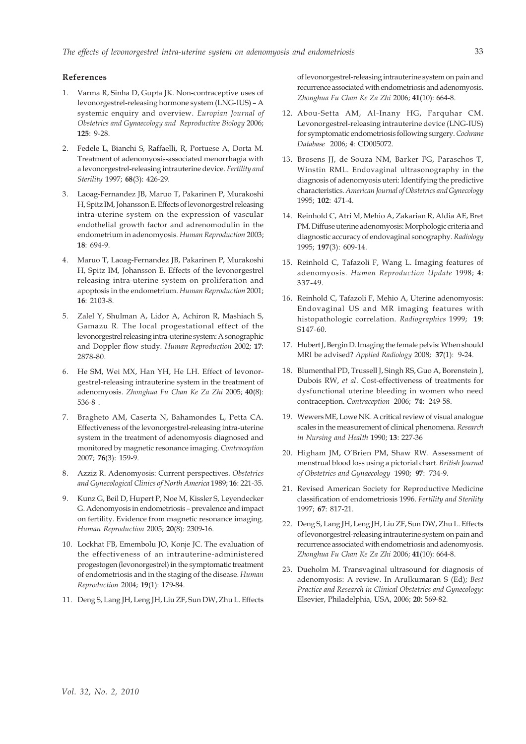## References

1. Varma R, Sinha D, Gupta JK. Non-contraceptive uses of levonorgestrel-releasing hormone system (LNG-IUS) – A systemic enquiry and overview. *Europian Journal of Obstetrics and Gynaecology and Reproductive Biology* 2006; **125**: 9-28.
2. Fedele L, Bianchi S, Raffaelli, R, Portuese A, Dorta M. Treatment of adenomyosis-associated menorrhagia with a levonorgestrel-releasing intrauterine device. *Fertility and Sterility* 1997; **68**(3): 426-29.
3. Laoag-Fernandez JB, Maruo T, Pakarinen P, Murakoshi H, Spitz IM, Johansson E. Effects of levonorgestrel releasing intra-uterine system on the expression of vascular endothelial growth factor and adrenomodulin in the endometrium in adenomyosis. *Human Reproduction* 2003; **18**: 694-9.
4. Maruo T, Laoag-Fernandez JB, Pakarinen P, Murakoshi H, Spitz IM, Johansson E. Effects of the levonorgestrel releasing intra-uterine system on proliferation and apoptosis in the endometrium. *Human Reproduction* 2001; **16**: 2103-8.
5. Zalel Y, Shulman A, Lidor A, Achiron R, Mashiach S, Gamazu R. The local progestational effect of the levonorgestrel releasing intra-uterine system: A sonographic and Doppler flow study. *Human Reproduction* 2002; **17**: 2878-80.
6. He SM, Wei MX, Han YH, He LH. Effect of levonorgestrel-releasing intrauterine system in the treatment of adenomyosis. *Zhonghua Fu Chan Ke Za Zhi* 2005; **40**(8): 536-8 .
7. Bragheto AM, Caserta N, Bahamondes L, Petta CA. Effectiveness of the levonorgestrel-releasing intra-uterine system in the treatment of adenomyosis diagnosed and monitored by magnetic resonance imaging. *Contraception* 2007; **76**(3): 159-9.
8. Azziz R. Adenomyosis: Current perspectives. *Obstetrics and Gynecological Clinics of North America* 1989; **16**: 221-35.
9. Kunz G, Beil D, Hupert P, Noe M, Kissler S, Leyendecker G. Adenomyosis in endometriosis – prevalence and impact on fertility. Evidence from magnetic resonance imaging. *Human Reproduction* 2005; **20**(8): 2309-16.
10. Lockhat FB, Emembolu JO, Konje JC. The evaluation of the effectiveness of an intrauterine-administered progestogen (levonorgestrel) in the symptomatic treatment of endometriosis and in the staging of the disease. *Human Reproduction* 2004; **19**(1): 179-84.
11. Deng S, Lang JH, Leng JH, Liu ZF, Sun DW, Zhu L. Effects of levonorgestrel-releasing intrauterine system on pain and recurrence associated with endometriosis and adenomyosis. *Zhonghua Fu Chan Ke Za Zhi* 2006; **41**(10): 664-8.
12. Abou-Setta AM, Al-Inany HG, Farquhar CM. Levonorgestrel-releasing intrauterine device (LNG-IUS) for symptomatic endometriosis following surgery. *Cochrane Database* 2006; **4**: CD005072.
13. Brosens JJ, de Souza NM, Barker FG, Paraschos T, Winstin RML. Endovaginal ultrasonography in the diagnosis of adenomyosis uteri: Identifying the predictive characteristics. *American Journal of Obstetrics and Gynecology* 1995; **102**: 471-4.
14. Reinhold C, Atri M, Mehio A, Zakarian R, Aldia AE, Bret PM. Diffuse uterine adenomyosis: Morphologic criteria and diagnostic accuracy of endovaginal sonography. *Radiology* 1995; **197**(3): 609-14.
15. Reinhold C, Tafazoli F, Wang L. Imaging features of adenomyosis. *Human Reproduction Update* 1998; **4**: 337-49.
16. Reinhold C, Tafazoli F, Mehio A, Uterine adenomyosis: Endovaginal US and MR imaging features with histopathologic correlation. *Radiographics* 1999; **19**: S147-60.
17. Hubert J, Bergin D. Imaging the female pelvis: When should MRI be advised? *Applied Radiology* 2008; **37**(1): 9-24.
18. Blumenthal PD, Trussell J, Singh RS, Guo A, Borenstein J, Dubois RW, *et al*. Cost-effectiveness of treatments for dysfunctional uterine bleeding in women who need contraception. *Contraception* 2006; **74**: 249-58.
19. Wewers ME, Lowe NK. A critical review of visual analogue scales in the measurement of clinical phenomena. *Research in Nursing and Health* 1990; **13**: 227-36
20. Higham JM, O'Brien PM, Shaw RW. Assessment of menstrual blood loss using a pictorial chart. *British Journal of Obstetrics and Gynaecology* 1990; **97**: 734-9.
21. Revised American Society for Reproductive Medicine classification of endometriosis 1996. *Fertility and Sterility* 1997; **67**: 817-21.
22. Deng S, Lang JH, Leng JH, Liu ZF, Sun DW, Zhu L. Effects of levonorgestrel-releasing intrauterine system on pain and recurrence associated with endometriosis and adenomyosis. *Zhonghua Fu Chan Ke Za Zhi* 2006; **41**(10): 664-8.
23. Dueholm M. Transvaginal ultrasound for diagnosis of adenomyosis: A review. In Arulkumaran S (Ed); *Best Practice and Research in Clinical Obstetrics and Gynecology:* Elsevier, Philadelphia, USA, 2006; **20**: 569-82.